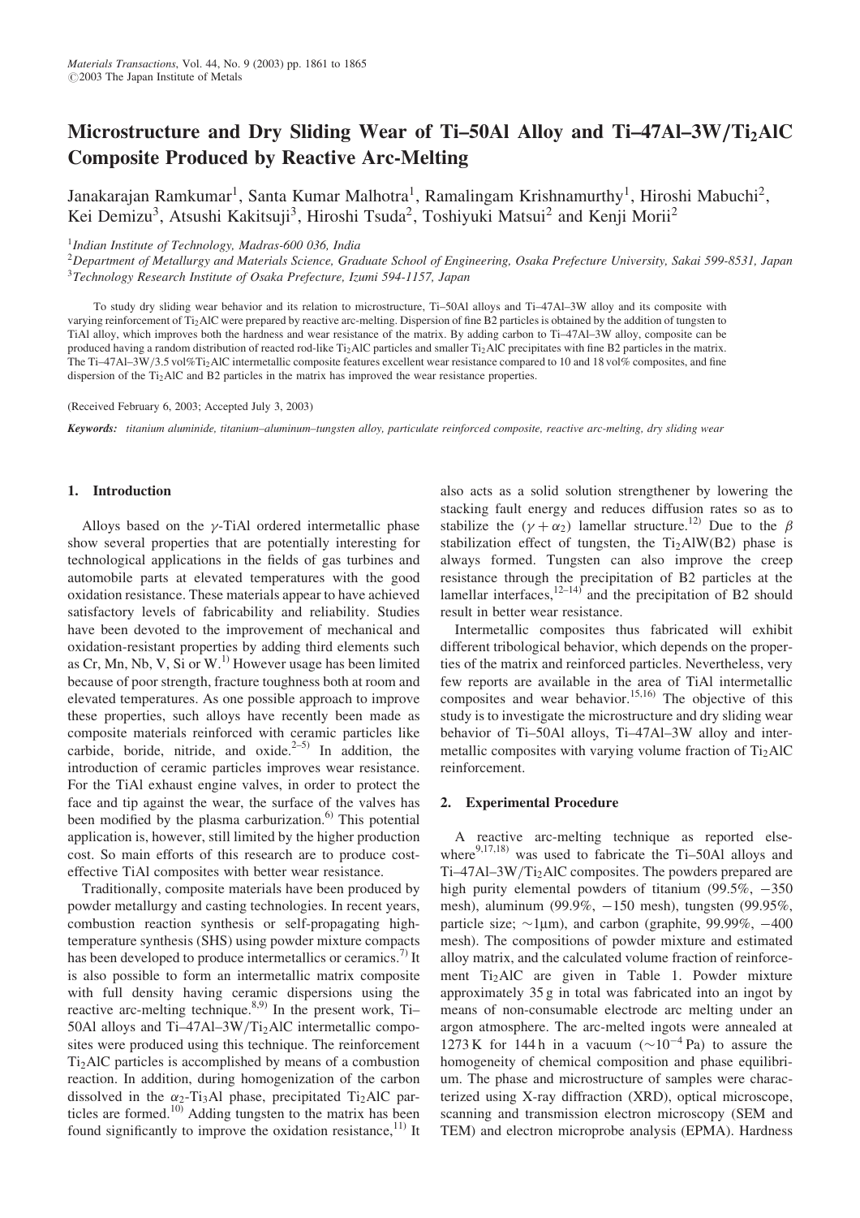# Microstructure and Dry Sliding Wear of Ti–50Al Alloy and Ti–47Al–3W/$Ti_2AlC$ Composite Produced by Reactive Arc-Melting

Janakarajan Ramkumar[1], Santa Kumar Malhotra[1], Ramalingam Krishnamurthy[1], Hiroshi Mabuchi[2], Kei Demizu[3], Atsushi Kakitsuji[3], Hiroshi Tsuda[2], Toshiyuki Matsui[2] and Kenji Morii[2]

[1]*Indian Institute of Technology, Madras-600 036, India*
[2]*Department of Metallurgy and Materials Science, Graduate School of Engineering, Osaka Prefecture University, Sakai 599-8531, Japan*
[3]*Technology Research Institute of Osaka Prefecture, Izumi 594-1157, Japan*

To study dry sliding wear behavior and its relation to microstructure, Ti–50Al alloys and Ti–47Al–3W alloy and its composite with varying reinforcement of $Ti_2AlC$ were prepared by reactive arc-melting. Dispersion of fine B2 particles is obtained by the addition of tungsten to TiAl alloy, which improves both the hardness and wear resistance of the matrix. By adding carbon to Ti–47Al–3W alloy, composite can be produced having a random distribution of reacted rod-like $Ti_2AlC$ particles and smaller $Ti_2AlC$ precipitates with fine B2 particles in the matrix. The Ti–47Al–3W/3.5 vol%$Ti_2AlC$ intermetallic composite features excellent wear resistance compared to 10 and 18 vol% composites, and fine dispersion of the $Ti_2AlC$ and B2 particles in the matrix has improved the wear resistance properties.

(Received February 6, 2003; Accepted July 3, 2003)

***Keywords:*** *titanium aluminide, titanium–aluminum–tungsten alloy, particulate reinforced composite, reactive arc-melting, dry sliding wear*

## 1. Introduction

Alloys based on the $\gamma$-TiAl ordered intermetallic phase show several properties that are potentially interesting for technological applications in the fields of gas turbines and automobile parts at elevated temperatures with the good oxidation resistance. These materials appear to have achieved satisfactory levels of fabricability and reliability. Studies have been devoted to the improvement of mechanical and oxidation-resistant properties by adding third elements such as Cr, Mn, Nb, V, Si or W.[1] However usage has been limited because of poor strength, fracture toughness both at room and elevated temperatures. As one possible approach to improve these properties, such alloys have recently been made as composite materials reinforced with ceramic particles like carbide, boride, nitride, and oxide.[2–5] In addition, the introduction of ceramic particles improves wear resistance. For the TiAl exhaust engine valves, in order to protect the face and tip against the wear, the surface of the valves has been modified by the plasma carburization.[6] This potential application is, however, still limited by the higher production cost. So main efforts of this research are to produce cost-effective TiAl composites with better wear resistance.

Traditionally, composite materials have been produced by powder metallurgy and casting technologies. In recent years, combustion reaction synthesis or self-propagating high-temperature synthesis (SHS) using powder mixture compacts has been developed to produce intermetallics or ceramics.[7] It is also possible to form an intermetallic matrix composite with full density having ceramic dispersions using the reactive arc-melting technique.[8,9] In the present work, Ti–50Al alloys and Ti–47Al–3W/$Ti_2AlC$ intermetallic composites were produced using this technique. The reinforcement $Ti_2AlC$ particles is accomplished by means of a combustion reaction. In addition, during homogenization of the carbon dissolved in the $\alpha_2$-$Ti_3Al$ phase, precipitated $Ti_2AlC$ particles are formed.[10] Adding tungsten to the matrix has been found significantly to improve the oxidation resistance,[11] It also acts as a solid solution strengthener by lowering the stacking fault energy and reduces diffusion rates so as to stabilize the $(\gamma + \alpha_2)$ lamellar structure.[12] Due to the $\beta$ stabilization effect of tungsten, the $Ti_2AlW$(B2) phase is always formed. Tungsten can also improve the creep resistance through the precipitation of B2 particles at the lamellar interfaces,[12–14] and the precipitation of B2 should result in better wear resistance.

Intermetallic composites thus fabricated will exhibit different tribological behavior, which depends on the properties of the matrix and reinforced particles. Nevertheless, very few reports are available in the area of TiAl intermetallic composites and wear behavior.[15,16] The objective of this study is to investigate the microstructure and dry sliding wear behavior of Ti–50Al alloys, Ti–47Al–3W alloy and intermetallic composites with varying volume fraction of $Ti_2AlC$ reinforcement.

## 2. Experimental Procedure

A reactive arc-melting technique as reported elsewhere[9,17,18] was used to fabricate the Ti–50Al alloys and Ti–47Al–3W/$Ti_2AlC$ composites. The powders prepared are high purity elemental powders of titanium (99.5%, −350 mesh), aluminum (99.9%, −150 mesh), tungsten (99.95%, particle size; ~1µm), and carbon (graphite, 99.99%, −400 mesh). The compositions of powder mixture and estimated alloy matrix, and the calculated volume fraction of reinforcement $Ti_2AlC$ are given in Table 1. Powder mixture approximately 35 g in total was fabricated into an ingot by means of non-consumable electrode arc melting under an argon atmosphere. The arc-melted ingots were annealed at 1273 K for 144 h in a vacuum (~$10^{-4}$ Pa) to assure the homogeneity of chemical composition and phase equilibrium. The phase and microstructure of samples were characterized using X-ray diffraction (XRD), optical microscope, scanning and transmission electron microscopy (SEM and TEM) and electron microprobe analysis (EPMA). Hardness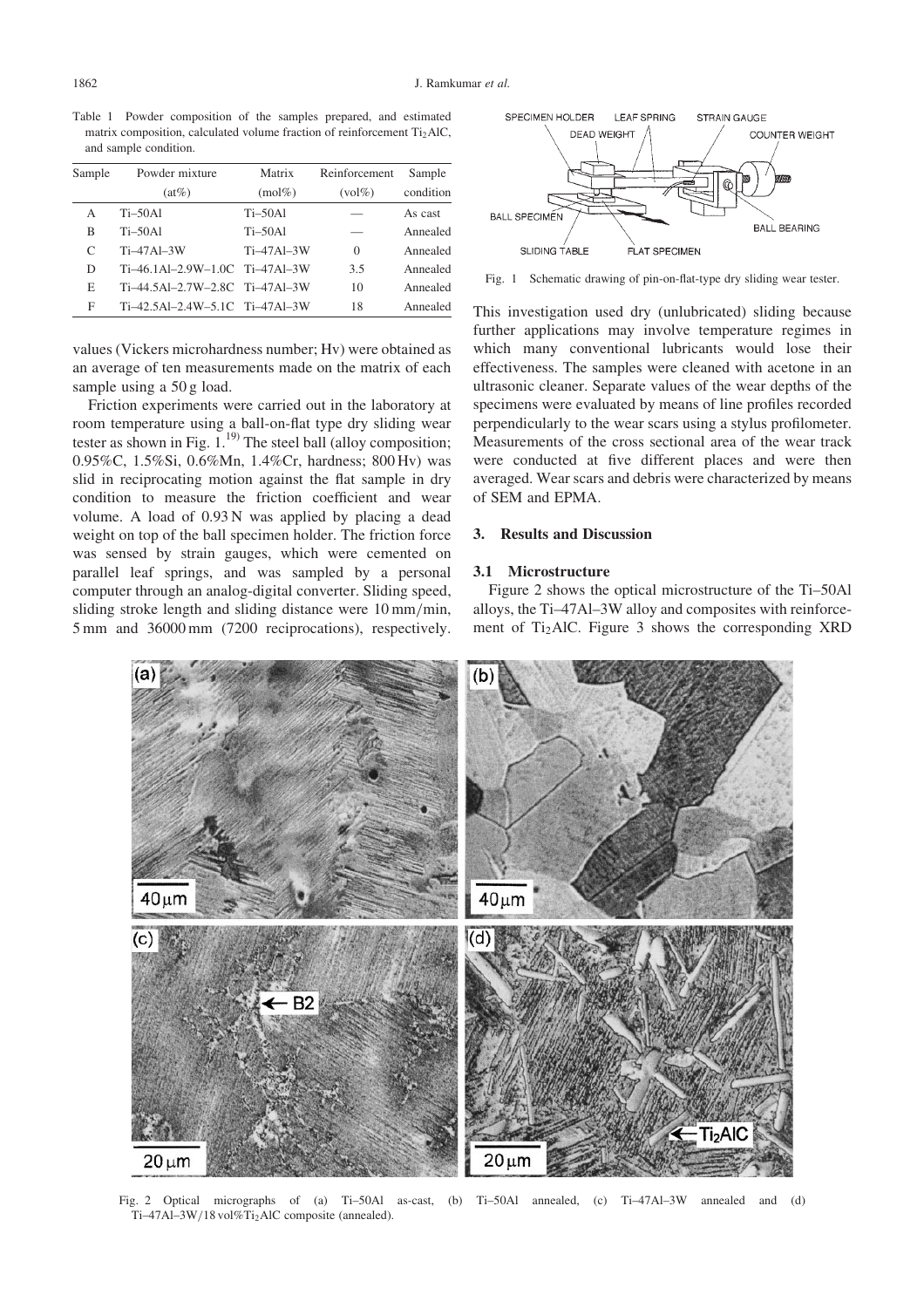Table 1 Powder composition of the samples prepared, and estimated matrix composition, calculated volume fraction of reinforcement $Ti_2AlC$, and sample condition.

| Sample | Powder mixture (at%) | Matrix (mol%) | Reinforcement (vol%) | Sample condition |
|---|---|---|---|---|
| A | Ti–50Al | Ti–50Al | — | As cast |
| B | Ti–50Al | Ti–50Al | — | Annealed |
| C | Ti–47Al–3W | Ti–47Al–3W | 0 | Annealed |
| D | Ti–46.1Al–2.9W–1.0C | Ti–47Al–3W | 3.5 | Annealed |
| E | Ti–44.5Al–2.7W–2.8C | Ti–47Al–3W | 10 | Annealed |
| F | Ti–42.5Al–2.4W–5.1C | Ti–47Al–3W | 18 | Annealed |

values (Vickers microhardness number; Hv) were obtained as an average of ten measurements made on the matrix of each sample using a 50 g load.

Friction experiments were carried out in the laboratory at room temperature using a ball-on-flat type dry sliding wear tester as shown in Fig. 1.[19] The steel ball (alloy composition; 0.95%C, 1.5%Si, 0.6%Mn, 1.4%Cr, hardness; 800 Hv) was slid in reciprocating motion against the flat sample in dry condition to measure the friction coefficient and wear volume. A load of 0.93 N was applied by placing a dead weight on top of the ball specimen holder. The friction force was sensed by strain gauges, which were cemented on parallel leaf springs, and was sampled by a personal computer through an analog-digital converter. Sliding speed, sliding stroke length and sliding distance were 10 mm/min, 5 mm and 36000 mm (7200 reciprocations), respectively.

SPECIMEN HOLDER
LEAF SPRING
STRAIN GAUGE
DEAD WEIGHT
COUNTER WEIGHT
BALL SPECIMEN
BALL BEARING
SLIDING TABLE
FLAT SPECIMEN

Fig. 1 Schematic drawing of pin-on-flat-type dry sliding wear tester.

This investigation used dry (unlubricated) sliding because further applications may involve temperature regimes in which many conventional lubricants would lose their effectiveness. The samples were cleaned with acetone in an ultrasonic cleaner. Separate values of the wear depths of the specimens were evaluated by means of line profiles recorded perpendicularly to the wear scars using a stylus profilometer. Measurements of the cross sectional area of the wear track were conducted at five different places and were then averaged. Wear scars and debris were characterized by means of SEM and EPMA.

## 3. Results and Discussion

### 3.1 Microstructure

Figure 2 shows the optical microstructure of the Ti–50Al alloys, the Ti–47Al–3W alloy and composites with reinforcement of $Ti_2AlC$. Figure 3 shows the corresponding XRD

(a)
40 μm
(b)
40 μm
(c)
← B2
20 μm
(d)
← $Ti_2AlC$
20 μm

Fig. 2 Optical micrographs of (a) Ti–50Al as-cast, (b) Ti–50Al annealed, (c) Ti–47Al–3W annealed and (d) Ti–47Al–3W/18 vol%$Ti_2AlC$ composite (annealed).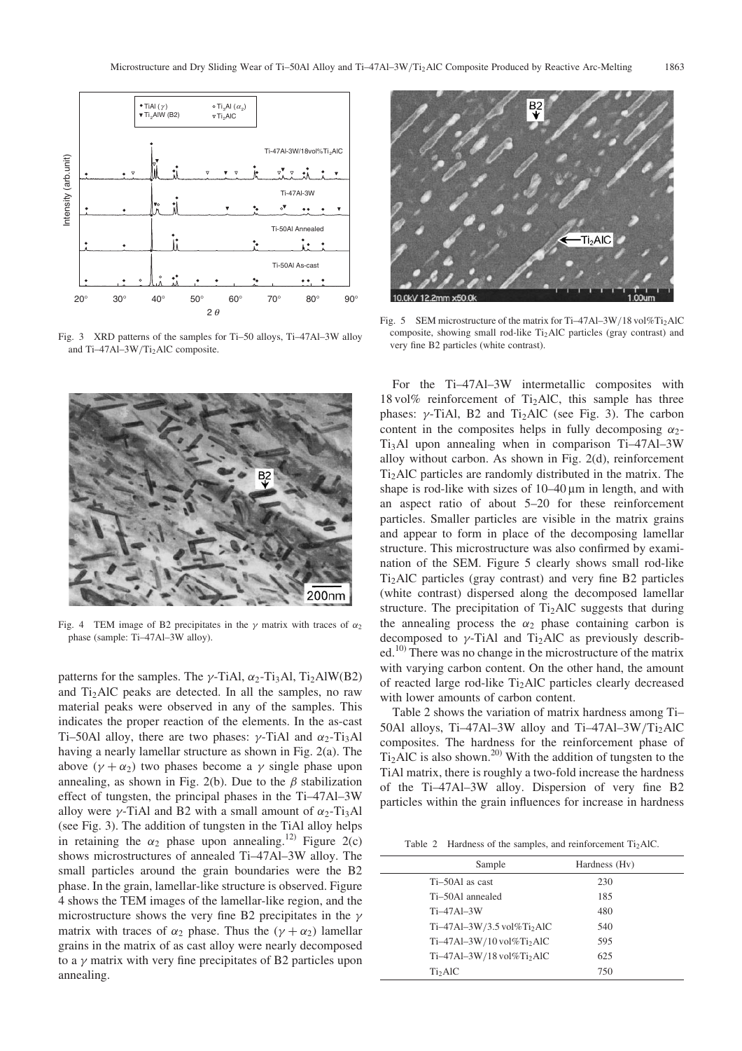Fig. 3 XRD patterns of the samples for Ti–50 alloys, Ti–47Al–3W alloy and Ti–47Al–3W/$Ti_2AlC$ composite.

Fig. 4 TEM image of B2 precipitates in the $\gamma$ matrix with traces of $\alpha_2$ phase (sample: Ti–47Al–3W alloy).

patterns for the samples. The $\gamma$-TiAl, $\alpha_2$-$Ti_3Al$, $Ti_2AlW$(B2) and $Ti_2AlC$ peaks are detected. In all the samples, no raw material peaks were observed in any of the samples. This indicates the proper reaction of the elements. In the as-cast Ti–50Al alloy, there are two phases: $\gamma$-TiAl and $\alpha_2$-$Ti_3Al$ having a nearly lamellar structure as shown in Fig. 2(a). The above ($\gamma + \alpha_2$) two phases become a $\gamma$ single phase upon annealing, as shown in Fig. 2(b). Due to the $\beta$ stabilization effect of tungsten, the principal phases in the Ti–47Al–3W alloy were $\gamma$-TiAl and B2 with a small amount of $\alpha_2$-$Ti_3Al$ (see Fig. 3). The addition of tungsten in the TiAl alloy helps in retaining the $\alpha_2$ phase upon annealing.[12] Figure 2(c) shows microstructures of annealed Ti–47Al–3W alloy. The small particles around the grain boundaries were the B2 phase. In the grain, lamellar-like structure is observed. Figure 4 shows the TEM images of the lamellar-like region, and the microstructure shows the very fine B2 precipitates in the $\gamma$ matrix with traces of $\alpha_2$ phase. Thus the ($\gamma + \alpha_2$) lamellar grains in the matrix of as cast alloy were nearly decomposed to a $\gamma$ matrix with very fine precipitates of B2 particles upon annealing.

Fig. 5 SEM microstructure of the matrix for Ti–47Al–3W/18 vol%$Ti_2AlC$ composite, showing small rod-like $Ti_2AlC$ particles (gray contrast) and very fine B2 particles (white contrast).

For the Ti–47Al–3W intermetallic composites with 18 vol% reinforcement of $Ti_2AlC$, this sample has three phases: $\gamma$-TiAl, B2 and $Ti_2AlC$ (see Fig. 3). The carbon content in the composites helps in fully decomposing $\alpha_2$-$Ti_3Al$ upon annealing when in comparison Ti–47Al–3W alloy without carbon. As shown in Fig. 2(d), reinforcement $Ti_2AlC$ particles are randomly distributed in the matrix. The shape is rod-like with sizes of 10–40 μm in length, and with an aspect ratio of about 5–20 for these reinforcement particles. Smaller particles are visible in the matrix grains and appear to form in place of the decomposing lamellar structure. This microstructure was also confirmed by examination of the SEM. Figure 5 clearly shows small rod-like $Ti_2AlC$ particles (gray contrast) and very fine B2 particles (white contrast) dispersed along the decomposed lamellar structure. The precipitation of $Ti_2AlC$ suggests that during the annealing process the $\alpha_2$ phase containing carbon is decomposed to $\gamma$-TiAl and $Ti_2AlC$ as previously described.[10] There was no change in the microstructure of the matrix with varying carbon content. On the other hand, the amount of reacted large rod-like $Ti_2AlC$ particles clearly decreased with lower amounts of carbon content.

Table 2 shows the variation of matrix hardness among Ti–50Al alloys, Ti–47Al–3W alloy and Ti–47Al–3W/$Ti_2AlC$ composites. The hardness for the reinforcement phase of $Ti_2AlC$ is also shown.[20] With the addition of tungsten to the TiAl matrix, there is roughly a two-fold increase the hardness of the Ti–47Al–3W alloy. Dispersion of very fine B2 particles within the grain influences for increase in hardness

Table 2 Hardness of the samples, and reinforcement $Ti_2AlC$.

| Sample | Hardness (Hv) |
|---|---|
| Ti–50Al as cast | 230 |
| Ti–50Al annealed | 185 |
| Ti–47Al–3W | 480 |
| Ti–47Al–3W/3.5 vol%$Ti_2AlC$ | 540 |
| Ti–47Al–3W/10 vol%$Ti_2AlC$ | 595 |
| Ti–47Al–3W/18 vol%$Ti_2AlC$ | 625 |
| $Ti_2AlC$ | 750 |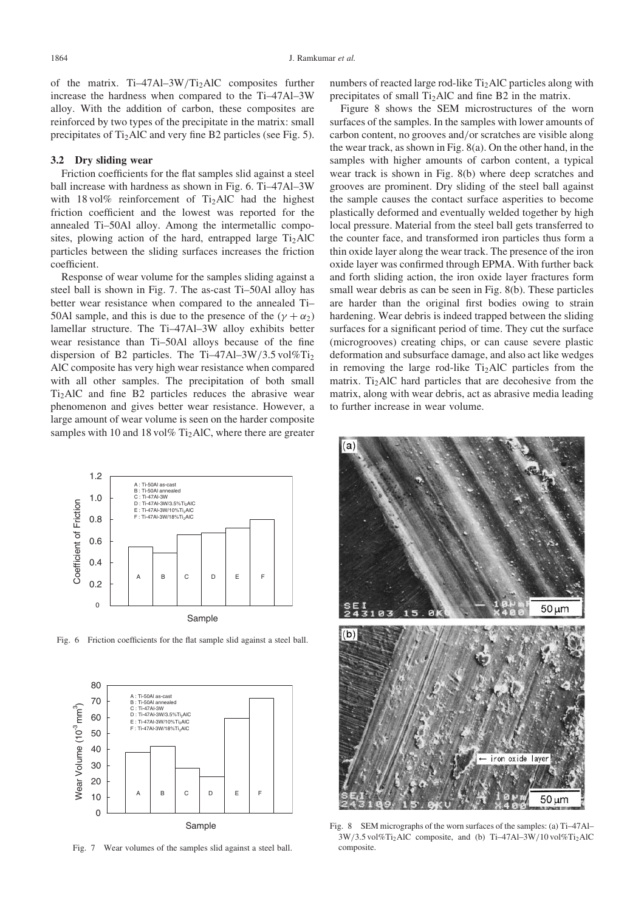of the matrix. Ti–47Al–3W/$Ti_2AlC$ composites further increase the hardness when compared to the Ti–47Al–3W alloy. With the addition of carbon, these composites are reinforced by two types of the precipitate in the matrix: small precipitates of $Ti_2AlC$ and very fine B2 particles (see Fig. 5).

### 3.2 Dry sliding wear

Friction coefficients for the flat samples slid against a steel ball increase with hardness as shown in Fig. 6. Ti–47Al–3W with 18 vol% reinforcement of $Ti_2AlC$ had the highest friction coefficient and the lowest was reported for the annealed Ti–50Al alloy. Among the intermetallic composites, plowing action of the hard, entrapped large $Ti_2AlC$ particles between the sliding surfaces increases the friction coefficient.

Response of wear volume for the samples sliding against a steel ball is shown in Fig. 7. The as-cast Ti–50Al alloy has better wear resistance when compared to the annealed Ti–50Al sample, and this is due to the presence of the $(\gamma + \alpha_2)$ lamellar structure. The Ti–47Al–3W alloy exhibits better wear resistance than Ti–50Al alloys because of the fine dispersion of B2 particles. The Ti–47Al–3W/3.5 vol%$Ti_2AlC$ composite has very high wear resistance when compared with all other samples. The precipitation of both small $Ti_2AlC$ and fine B2 particles reduces the abrasive wear phenomenon and gives better wear resistance. However, a large amount of wear volume is seen on the harder composite samples with 10 and 18 vol% $Ti_2AlC$, where there are greater numbers of reacted large rod-like $Ti_2AlC$ particles along with precipitates of small $Ti_2AlC$ and fine B2 in the matrix.

Figure 8 shows the SEM microstructures of the worn surfaces of the samples. In the samples with lower amounts of carbon content, no grooves and/or scratches are visible along the wear track, as shown in Fig. 8(a). On the other hand, in the samples with higher amounts of carbon content, a typical wear track is shown in Fig. 8(b) where deep scratches and grooves are prominent. Dry sliding of the steel ball against the sample causes the contact surface asperities to become plastically deformed and eventually welded together by high local pressure. Material from the steel ball gets transferred to the counter face, and transformed iron particles thus form a thin oxide layer along the wear track. The presence of the iron oxide layer was confirmed through EPMA. With further back and forth sliding action, the iron oxide layer fractures form small wear debris as can be seen in Fig. 8(b). These particles are harder than the original first bodies owing to strain hardening. Wear debris is indeed trapped between the sliding surfaces for a significant period of time. They cut the surface (microgrooves) creating chips, or can cause severe plastic deformation and subsurface damage, and also act like wedges in removing the large rod-like $Ti_2AlC$ particles from the matrix. $Ti_2AlC$ hard particles that are decohesive from the matrix, along with wear debris, act as abrasive media leading to further increase in wear volume.

Coefficient of Friction
1.2
1.0
0.8
0.6
0.4
0.2
0
A B C D E F
Sample
A : Ti-50Al as-cast
B : Ti-50Al annealed
C : Ti-47Al-3W
D : Ti-47Al-3W/3.5%Ti2AlC
E : Ti-47Al-3W/10%Ti2AlC
F : Ti-47Al-3W/18%Ti2AlC

Fig. 6 Friction coefficients for the flat sample slid against a steel ball.

Wear Volume ($10^{-3}$ mm$^3$)
80
70
60
50
40
30
20
10
0
A B C D E F
Sample
A : Ti-50Al as-cast
B : Ti-50Al annealed
C : Ti-47Al-3W
D : Ti-47Al-3W/3.5%Ti2AlC
E : Ti-47Al-3W/10%Ti2AlC
F : Ti-47Al-3W/18%Ti2AlC

Fig. 7 Wear volumes of the samples slid against a steel ball.

(a)
SEI 243103 15.0KV 10μm X400
50 μm

(b)
← iron oxide layer
SEI 243109 15.0KV 10μm X400
50 μm

Fig. 8 SEM micrographs of the worn surfaces of the samples: (a) Ti–47Al–3W/3.5 vol%$Ti_2AlC$ composite, and (b) Ti–47Al–3W/10 vol%$Ti_2AlC$ composite.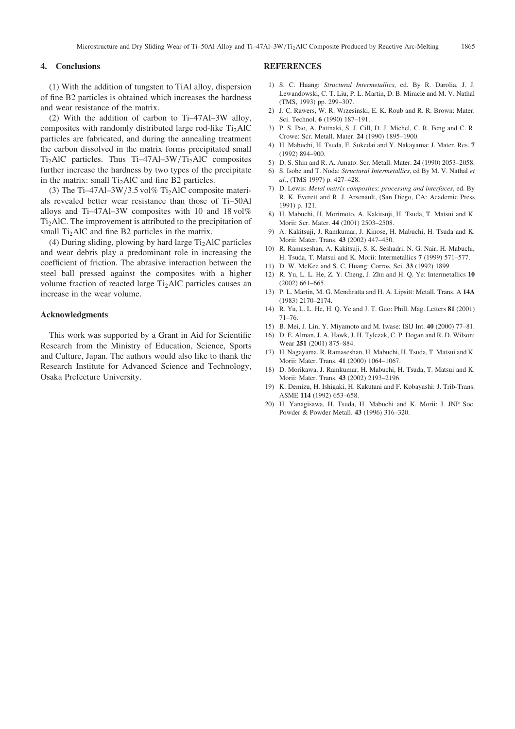## 4. Conclusions

(1) With the addition of tungsten to TiAl alloy, dispersion of fine B2 particles is obtained which increases the hardness and wear resistance of the matrix.

(2) With the addition of carbon to Ti–47Al–3W alloy, composites with randomly distributed large rod-like $Ti_2AlC$ particles are fabricated, and during the annealing treatment the carbon dissolved in the matrix forms precipitated small $Ti_2AlC$ particles. Thus Ti–47Al–3W/$Ti_2AlC$ composites further increase the hardness by two types of the precipitate in the matrix: small $Ti_2AlC$ and fine B2 particles.

(3) The Ti–47Al–3W/3.5 vol% $Ti_2AlC$ composite materials revealed better wear resistance than those of Ti–50Al alloys and Ti–47Al–3W composites with 10 and 18 vol% $Ti_2AlC$. The improvement is attributed to the precipitation of small $Ti_2AlC$ and fine B2 particles in the matrix.

(4) During sliding, plowing by hard large $Ti_2AlC$ particles and wear debris play a predominant role in increasing the coefficient of friction. The abrasive interaction between the steel ball pressed against the composites with a higher volume fraction of reacted large $Ti_2AlC$ particles causes an increase in the wear volume.

## Acknowledgments

This work was supported by a Grant in Aid for Scientific Research from the Ministry of Education, Science, Sports and Culture, Japan. The authors would also like to thank the Research Institute for Advanced Science and Technology, Osaka Prefecture University.

## REFERENCES

1) S. C. Huang: *Structural Intermetallics*, ed. By R. Darolia, J. J. Lewandowski, C. T. Liu, P. L. Martin, D. B. Miracle and M. V. Nathal (TMS, 1993) pp. 299–307.
2) J. C. Rawers, W. R. Wrzesinski, E. K. Roub and R. R. Brown: Mater. Sci. Technol. **6** (1990) 187–191.
3) P. S. Pao, A. Pattnaki, S. J. Cill, D. J. Michel, C. R. Feng and C. R. Crowe: Scr. Metall. Mater. **24** (1990) 1895–1900.
4) H. Mabuchi, H. Tsuda, E. Sukedai and Y. Nakayama: J. Mater. Res. **7** (1992) 894–900.
5) D. S. Shin and R. A. Amato: Scr. Metall. Mater. **24** (1990) 2053–2058.
6) S. Isobe and T. Noda: *Structural Intermetallics*, ed By M. V. Nathal *et al.*, (TMS 1997) p. 427–428.
7) D. Lewis: *Metal matrix composites; processing and interfaces*, ed. By R. K. Everett and R. J. Arsenault, (San Diego, CA: Academic Press 1991) p. 121.
8) H. Mabuchi, H. Morimoto, A. Kakitsuji, H. Tsuda, T. Matsui and K. Morii: Scr. Mater. **44** (2001) 2503–2508.
9) A. Kakitsuji, J. Ramkumar, J. Kinose, H. Mabuchi, H. Tsuda and K. Morii: Mater. Trans. **43** (2002) 447–450.
10) R. Ramaseshan, A. Kakitsuji, S. K. Seshadri, N. G. Nair, H. Mabuchi, H. Tsuda, T. Matsui and K. Morii: Intermetallics **7** (1999) 571–577.
11) D. W. McKee and S. C. Huang: Corros. Sci. **33** (1992) 1899.
12) R. Yu, L. L. He, Z. Y. Cheng, J. Zhu and H. Q. Ye: Intermetallics **10** (2002) 661–665.
13) P. L. Martin, M. G. Mendiratta and H. A. Lipsitt: Metall. Trans. A **14A** (1983) 2170–2174.
14) R. Yu, L. L. He, H. Q. Ye and J. T. Guo: Phill. Mag. Letters **81** (2001) 71–76.
15) B. Mei, J. Lin, Y. Miyamoto and M. Iwase: ISIJ Int. **40** (2000) 77–81.
16) D. E. Alman, J. A. Hawk, J. H. Tylczak, C. P. Dogan and R. D. Wilson: Wear **251** (2001) 875–884.
17) H. Nagayama, R. Ramaseshan, H. Mabuchi, H. Tsuda, T. Matsui and K. Morii: Mater. Trans. **41** (2000) 1064–1067.
18) D. Morikawa, J. Ramkumar, H. Mabuchi, H. Tsuda, T. Matsui and K. Morii: Mater. Trans. **43** (2002) 2193–2196.
19) K. Demizu, H. Ishigaki, H. Kakutani and F. Kobayashi: J. Trib-Trans. ASME **114** (1992) 653–658.
20) H. Yanagisawa, H. Tsuda, H. Mabuchi and K. Morii: J. JNP Soc. Powder & Powder Metall. **43** (1996) 316–320.